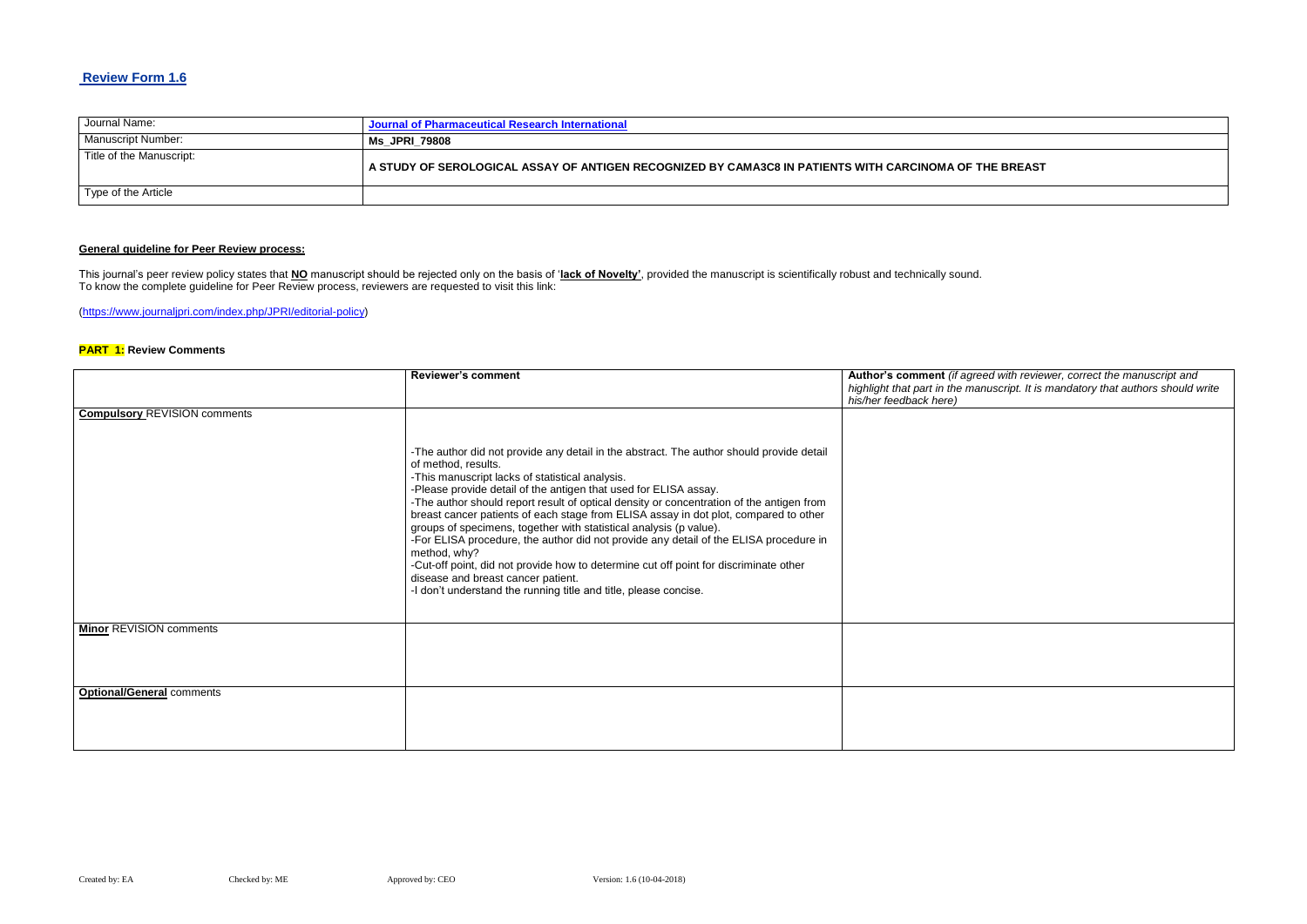## Review Form 1.6

| Journal Name: | Journal of Pharmaceutical Research International |
|---|---|
| Manuscript Number: | **Ms_JPRI_79808** |
| Title of the Manuscript: | **A STUDY OF SEROLOGICAL ASSAY OF ANTIGEN RECOGNIZED BY CAMA3C8 IN PATIENTS WITH CARCINOMA OF THE BREAST** |
| Type of the Article | |

**General guideline for Peer Review process:**

This journal's peer review policy states that **NO** manuscript should be rejected only on the basis of '**lack of Novelty'**, provided the manuscript is scientifically robust and technically sound.
To know the complete guideline for Peer Review process, reviewers are requested to visit this link:

(https://www.journaljpri.com/index.php/JPRI/editorial-policy)

**PART 1: Review Comments**

| | **Reviewer's comment** | **Author's comment** *(if agreed with reviewer, correct the manuscript and highlight that part in the manuscript. It is mandatory that authors should write his/her feedback here)* |
|---|---|---|
| **Compulsory** REVISION comments | -The author did not provide any detail in the abstract. The author should provide detail of method, results.<br>-This manuscript lacks of statistical analysis.<br>-Please provide detail of the antigen that used for ELISA assay.<br>-The author should report result of optical density or concentration of the antigen from breast cancer patients of each stage from ELISA assay in dot plot, compared to other groups of specimens, together with statistical analysis (p value).<br>-For ELISA procedure, the author did not provide any detail of the ELISA procedure in method, why?<br>-Cut-off point, did not provide how to determine cut off point for discriminate other disease and breast cancer patient.<br>-I don't understand the running title and title, please concise. | |
| **Minor** REVISION comments | | |
| **Optional/General** comments | | |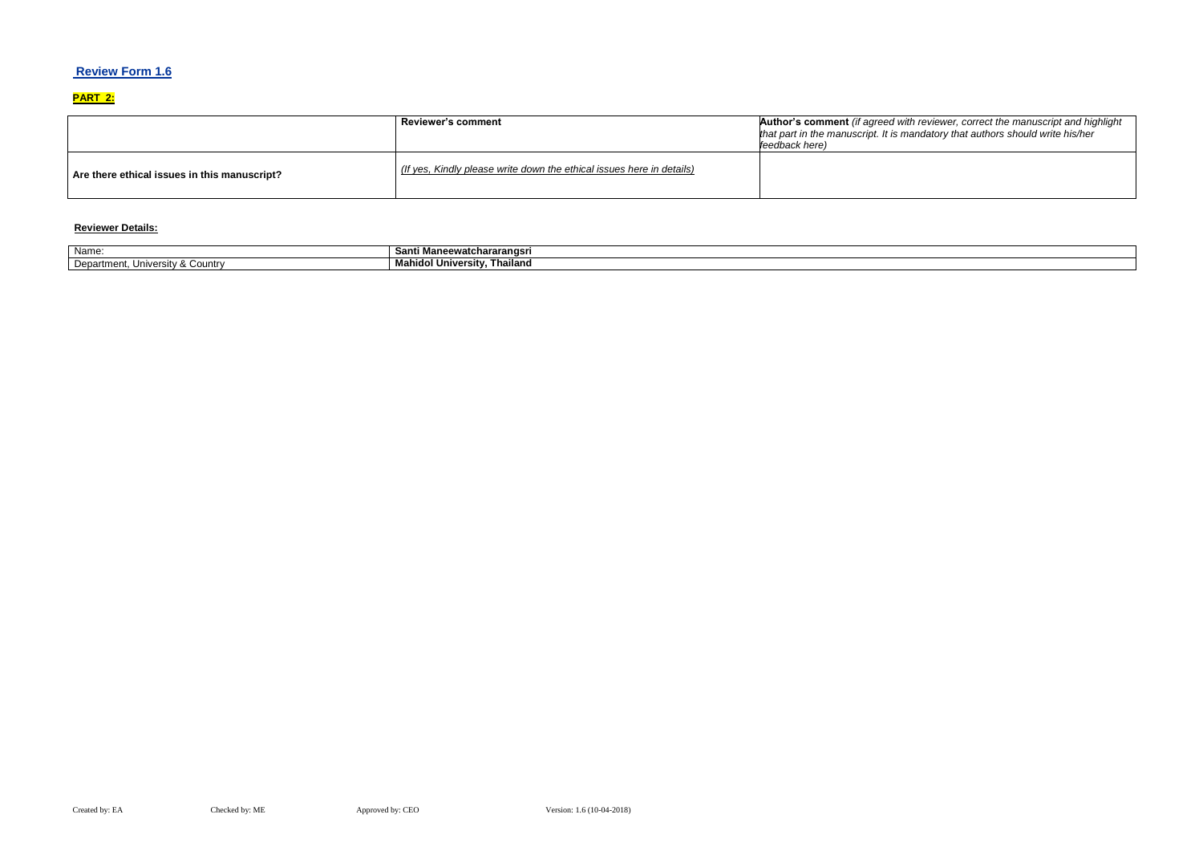## Review Form 1.6

**PART 2:**

| | Reviewer's comment | **Author's comment** *(if agreed with reviewer, correct the manuscript and highlight that part in the manuscript. It is mandatory that authors should write his/her feedback here)* |
|---|---|---|
| **Are there ethical issues in this manuscript?** | *(If yes, Kindly please write down the ethical issues here in details)* | |

**Reviewer Details:**

| | |
|---|---|
| Name: | **Santi Maneewatchararangsri** |
| Department, University & Country | **Mahidol University, Thailand** |

Created by: EA Checked by: ME Approved by: CEO Version: 1.6 (10-04-2018)